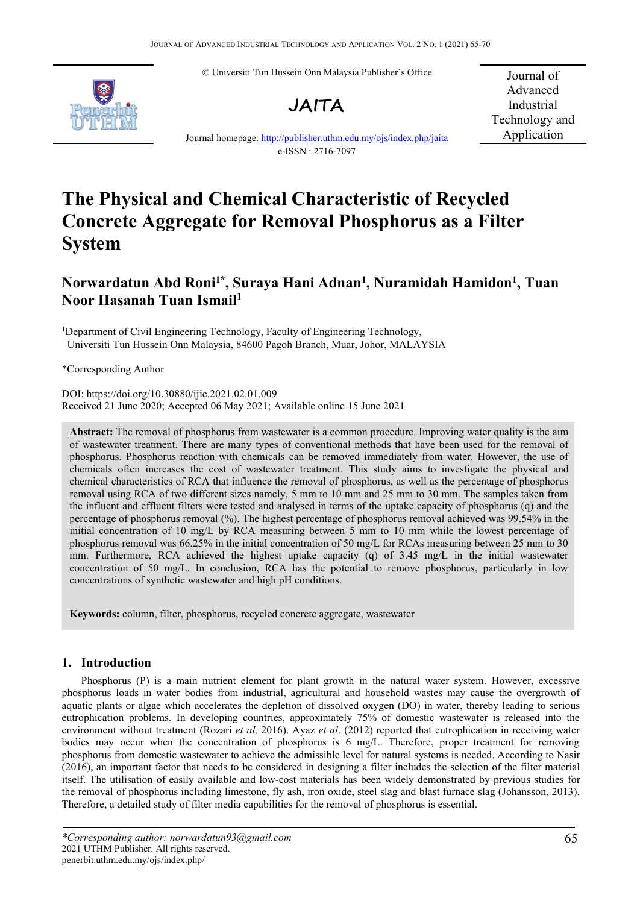© Universiti Tun Hussein Onn Malaysia Publisher's Office

**JAITA**

Journal of Advanced Industrial Technology and Application

Journal homepage: http://publisher.uthm.edu.my/ojs/index.php/jaita

e-ISSN : 2716-7097

# The Physical and Chemical Characteristic of Recycled Concrete Aggregate for Removal Phosphorus as a Filter System

**Norwardatun Abd Roni[1]*, Suraya Hani Adnan[1], Nuramidah Hamidon[1], Tuan Noor Hasanah Tuan Ismail[1]**

[1]Department of Civil Engineering Technology, Faculty of Engineering Technology, Universiti Tun Hussein Onn Malaysia, 84600 Pagoh Branch, Muar, Johor, MALAYSIA

*Corresponding Author

DOI: https://doi.org/10.30880/ijie.2021.02.01.009
Received 21 June 2020; Accepted 06 May 2021; Available online 15 June 2021

**Abstract:** The removal of phosphorus from wastewater is a common procedure. Improving water quality is the aim of wastewater treatment. There are many types of conventional methods that have been used for the removal of phosphorus. Phosphorus reaction with chemicals can be removed immediately from water. However, the use of chemicals often increases the cost of wastewater treatment. This study aims to investigate the physical and chemical characteristics of RCA that influence the removal of phosphorus, as well as the percentage of phosphorus removal using RCA of two different sizes namely, 5 mm to 10 mm and 25 mm to 30 mm. The samples taken from the influent and effluent filters were tested and analysed in terms of the uptake capacity of phosphorus (q) and the percentage of phosphorus removal (%). The highest percentage of phosphorus removal achieved was 99.54% in the initial concentration of 10 mg/L by RCA measuring between 5 mm to 10 mm while the lowest percentage of phosphorus removal was 66.25% in the initial concentration of 50 mg/L for RCAs measuring between 25 mm to 30 mm. Furthermore, RCA achieved the highest uptake capacity (q) of 3.45 mg/L in the initial wastewater concentration of 50 mg/L. In conclusion, RCA has the potential to remove phosphorus, particularly in low concentrations of synthetic wastewater and high pH conditions.

**Keywords:** column, filter, phosphorus, recycled concrete aggregate, wastewater

## 1. Introduction

Phosphorus (P) is a main nutrient element for plant growth in the natural water system. However, excessive phosphorus loads in water bodies from industrial, agricultural and household wastes may cause the overgrowth of aquatic plants or algae which accelerates the depletion of dissolved oxygen (DO) in water, thereby leading to serious eutrophication problems. In developing countries, approximately 75% of domestic wastewater is released into the environment without treatment (Rozari *et al.* 2016). Ayaz *et al.* (2012) reported that eutrophication in receiving water bodies may occur when the concentration of phosphorus is 6 mg/L. Therefore, proper treatment for removing phosphorus from domestic wastewater to achieve the admissible level for natural systems is needed. According to Nasir (2016), an important factor that needs to be considered in designing a filter includes the selection of the filter material itself. The utilisation of easily available and low-cost materials has been widely demonstrated by previous studies for the removal of phosphorus including limestone, fly ash, iron oxide, steel slag and blast furnace slag (Johansson, 2013). Therefore, a detailed study of filter media capabilities for the removal of phosphorus is essential.

*Corresponding author: norwardatun93@gmail.com
2021 UTHM Publisher. All rights reserved.
penerbit.uthm.edu.my/ojs/index.php/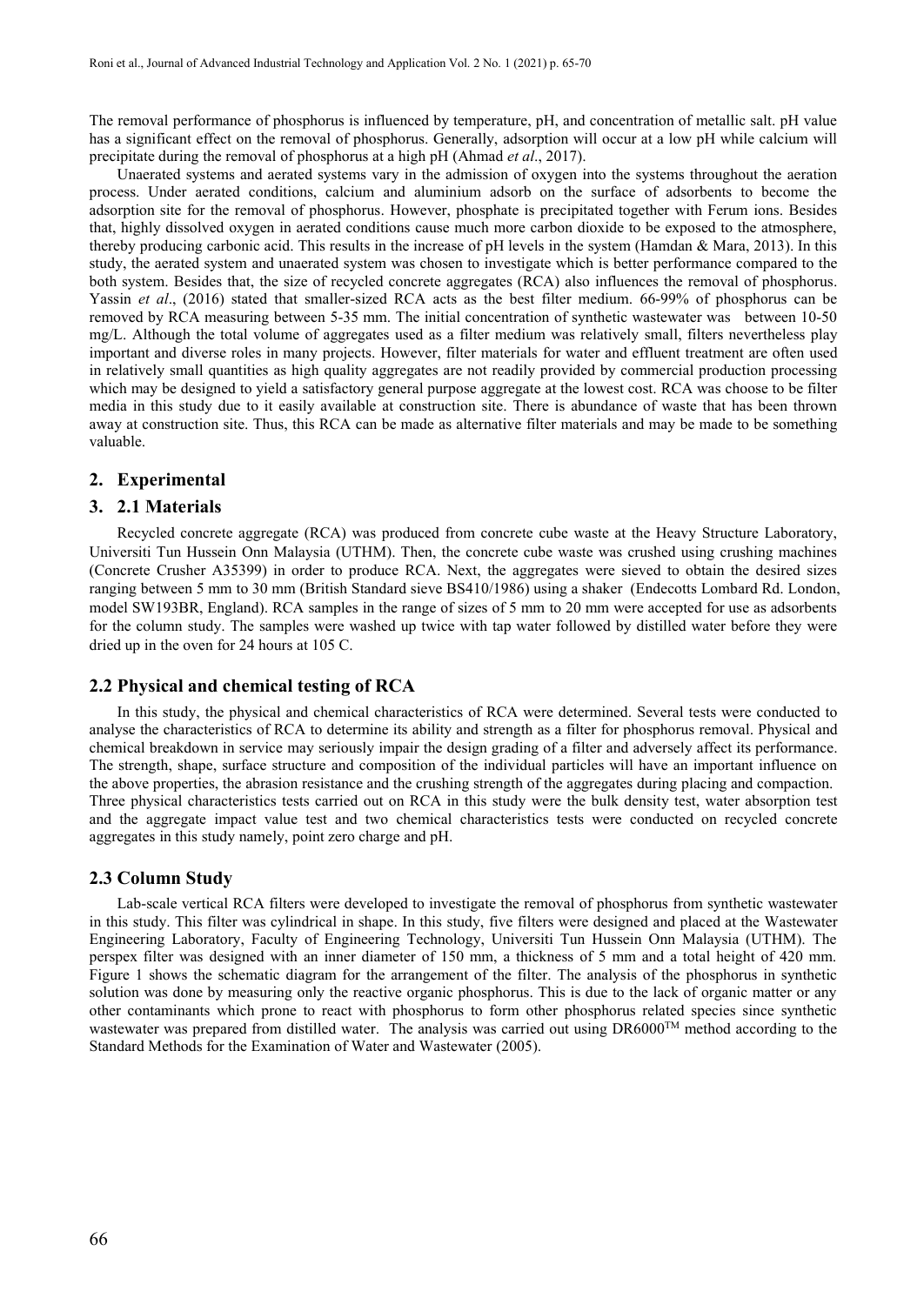The removal performance of phosphorus is influenced by temperature, pH, and concentration of metallic salt. pH value has a significant effect on the removal of phosphorus. Generally, adsorption will occur at a low pH while calcium will precipitate during the removal of phosphorus at a high pH (Ahmad *et al*., 2017).

Unaerated systems and aerated systems vary in the admission of oxygen into the systems throughout the aeration process. Under aerated conditions, calcium and aluminium adsorb on the surface of adsorbents to become the adsorption site for the removal of phosphorus. However, phosphate is precipitated together with Ferum ions. Besides that, highly dissolved oxygen in aerated conditions cause much more carbon dioxide to be exposed to the atmosphere, thereby producing carbonic acid. This results in the increase of pH levels in the system (Hamdan & Mara, 2013). In this study, the aerated system and unaerated system was chosen to investigate which is better performance compared to the both system. Besides that, the size of recycled concrete aggregates (RCA) also influences the removal of phosphorus. Yassin *et al*., (2016) stated that smaller-sized RCA acts as the best filter medium. 66-99% of phosphorus can be removed by RCA measuring between 5-35 mm. The initial concentration of synthetic wastewater was between 10-50 mg/L. Although the total volume of aggregates used as a filter medium was relatively small, filters nevertheless play important and diverse roles in many projects. However, filter materials for water and effluent treatment are often used in relatively small quantities as high quality aggregates are not readily provided by commercial production processing which may be designed to yield a satisfactory general purpose aggregate at the lowest cost. RCA was choose to be filter media in this study due to it easily available at construction site. There is abundance of waste that has been thrown away at construction site. Thus, this RCA can be made as alternative filter materials and may be made to be something valuable.

## 2. Experimental

## 3. 2.1 Materials

Recycled concrete aggregate (RCA) was produced from concrete cube waste at the Heavy Structure Laboratory, Universiti Tun Hussein Onn Malaysia (UTHM). Then, the concrete cube waste was crushed using crushing machines (Concrete Crusher A35399) in order to produce RCA. Next, the aggregates were sieved to obtain the desired sizes ranging between 5 mm to 30 mm (British Standard sieve BS410/1986) using a shaker (Endecotts Lombard Rd. London, model SW193BR, England). RCA samples in the range of sizes of 5 mm to 20 mm were accepted for use as adsorbents for the column study. The samples were washed up twice with tap water followed by distilled water before they were dried up in the oven for 24 hours at 105 C.

## 2.2 Physical and chemical testing of RCA

In this study, the physical and chemical characteristics of RCA were determined. Several tests were conducted to analyse the characteristics of RCA to determine its ability and strength as a filter for phosphorus removal. Physical and chemical breakdown in service may seriously impair the design grading of a filter and adversely affect its performance. The strength, shape, surface structure and composition of the individual particles will have an important influence on the above properties, the abrasion resistance and the crushing strength of the aggregates during placing and compaction. Three physical characteristics tests carried out on RCA in this study were the bulk density test, water absorption test and the aggregate impact value test and two chemical characteristics tests were conducted on recycled concrete aggregates in this study namely, point zero charge and pH.

## 2.3 Column Study

Lab-scale vertical RCA filters were developed to investigate the removal of phosphorus from synthetic wastewater in this study. This filter was cylindrical in shape. In this study, five filters were designed and placed at the Wastewater Engineering Laboratory, Faculty of Engineering Technology, Universiti Tun Hussein Onn Malaysia (UTHM). The perspex filter was designed with an inner diameter of 150 mm, a thickness of 5 mm and a total height of 420 mm. Figure 1 shows the schematic diagram for the arrangement of the filter. The analysis of the phosphorus in synthetic solution was done by measuring only the reactive organic phosphorus. This is due to the lack of organic matter or any other contaminants which prone to react with phosphorus to form other phosphorus related species since synthetic wastewater was prepared from distilled water. The analysis was carried out using DR6000$^{TM}$ method according to the Standard Methods for the Examination of Water and Wastewater (2005).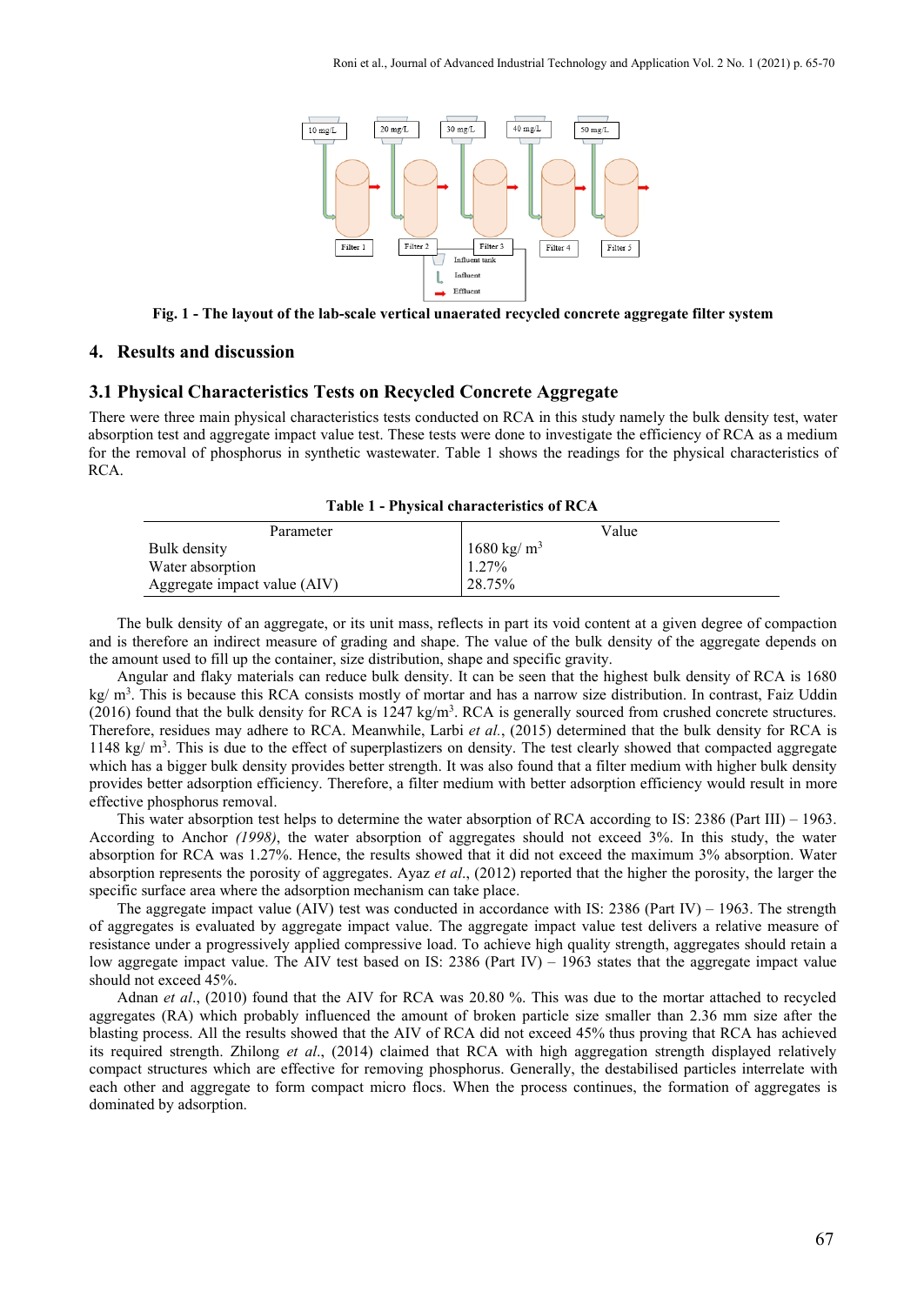Fig. 1 - The layout of the lab-scale vertical unaerated recycled concrete aggregate filter system

## 4. Results and discussion

### 3.1 Physical Characteristics Tests on Recycled Concrete Aggregate

There were three main physical characteristics tests conducted on RCA in this study namely the bulk density test, water absorption test and aggregate impact value test. These tests were done to investigate the efficiency of RCA as a medium for the removal of phosphorus in synthetic wastewater. Table 1 shows the readings for the physical characteristics of RCA.

**Table 1 - Physical characteristics of RCA**

| Parameter | Value |
|---|---|
| Bulk density | 1680 kg/ m$^3$ |
| Water absorption | 1.27% |
| Aggregate impact value (AIV) | 28.75% |

The bulk density of an aggregate, or its unit mass, reflects in part its void content at a given degree of compaction and is therefore an indirect measure of grading and shape. The value of the bulk density of the aggregate depends on the amount used to fill up the container, size distribution, shape and specific gravity.

Angular and flaky materials can reduce bulk density. It can be seen that the highest bulk density of RCA is 1680 kg/ m$^3$. This is because this RCA consists mostly of mortar and has a narrow size distribution. In contrast, Faiz Uddin (2016) found that the bulk density for RCA is 1247 kg/m$^3$. RCA is generally sourced from crushed concrete structures. Therefore, residues may adhere to RCA. Meanwhile, Larbi *et al.*, (2015) determined that the bulk density for RCA is 1148 kg/ m$^3$. This is due to the effect of superplastizers on density. The test clearly showed that compacted aggregate which has a bigger bulk density provides better strength. It was also found that a filter medium with higher bulk density provides better adsorption efficiency. Therefore, a filter medium with better adsorption efficiency would result in more effective phosphorus removal.

This water absorption test helps to determine the water absorption of RCA according to IS: 2386 (Part III) – 1963. According to Anchor *(1998)*, the water absorption of aggregates should not exceed 3%. In this study, the water absorption for RCA was 1.27%. Hence, the results showed that it did not exceed the maximum 3% absorption. Water absorption represents the porosity of aggregates. Ayaz *et al*., (2012) reported that the higher the porosity, the larger the specific surface area where the adsorption mechanism can take place.

The aggregate impact value (AIV) test was conducted in accordance with IS: 2386 (Part IV) – 1963. The strength of aggregates is evaluated by aggregate impact value. The aggregate impact value test delivers a relative measure of resistance under a progressively applied compressive load. To achieve high quality strength, aggregates should retain a low aggregate impact value. The AIV test based on IS: 2386 (Part IV) – 1963 states that the aggregate impact value should not exceed 45%.

Adnan *et al*., (2010) found that the AIV for RCA was 20.80 %. This was due to the mortar attached to recycled aggregates (RA) which probably influenced the amount of broken particle size smaller than 2.36 mm size after the blasting process. All the results showed that the AIV of RCA did not exceed 45% thus proving that RCA has achieved its required strength. Zhilong *et al*., (2014) claimed that RCA with high aggregation strength displayed relatively compact structures which are effective for removing phosphorus. Generally, the destabilised particles interrelate with each other and aggregate to form compact micro flocs. When the process continues, the formation of aggregates is dominated by adsorption.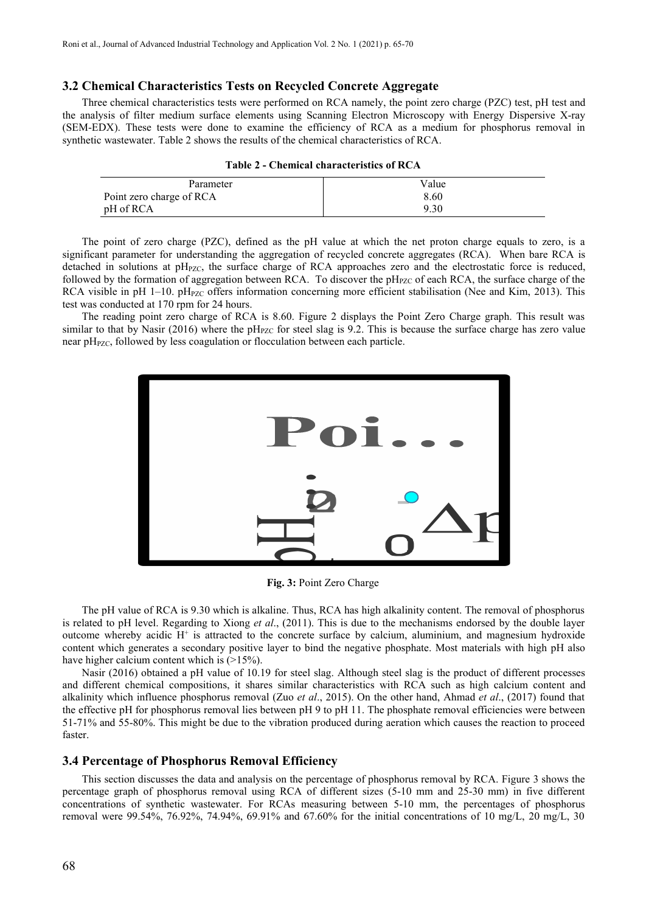## 3.2 Chemical Characteristics Tests on Recycled Concrete Aggregate

Three chemical characteristics tests were performed on RCA namely, the point zero charge (PZC) test, pH test and the analysis of filter medium surface elements using Scanning Electron Microscopy with Energy Dispersive X-ray (SEM-EDX). These tests were done to examine the efficiency of RCA as a medium for phosphorus removal in synthetic wastewater. Table 2 shows the results of the chemical characteristics of RCA.

**Table 2 - Chemical characteristics of RCA**

| Parameter | Value |
| --- | --- |
| Point zero charge of RCA | 8.60 |
| pH of RCA | 9.30 |

The point of zero charge (PZC), defined as the pH value at which the net proton charge equals to zero, is a significant parameter for understanding the aggregation of recycled concrete aggregates (RCA). When bare RCA is detached in solutions at $pH_{PZC}$, the surface charge of RCA approaches zero and the electrostatic force is reduced, followed by the formation of aggregation between RCA. To discover the $pH_{PZC}$ of each RCA, the surface charge of the RCA visible in pH 1–10. $pH_{PZC}$ offers information concerning more efficient stabilisation (Nee and Kim, 2013). This test was conducted at 170 rpm for 24 hours.

The reading point zero charge of RCA is 8.60. Figure 2 displays the Point Zero Charge graph. This result was similar to that by Nasir (2016) where the $pH_{PZC}$ for steel slag is 9.2. This is because the surface charge has zero value near $pH_{PZC}$, followed by less coagulation or flocculation between each particle.

**Fig. 3:** Point Zero Charge

The pH value of RCA is 9.30 which is alkaline. Thus, RCA has high alkalinity content. The removal of phosphorus is related to pH level. Regarding to Xiong *et al*., (2011). This is due to the mechanisms endorsed by the double layer outcome whereby acidic $H^+$ is attracted to the concrete surface by calcium, aluminium, and magnesium hydroxide content which generates a secondary positive layer to bind the negative phosphate. Most materials with high pH also have higher calcium content which is (>15%).

Nasir (2016) obtained a pH value of 10.19 for steel slag. Although steel slag is the product of different processes and different chemical compositions, it shares similar characteristics with RCA such as high calcium content and alkalinity which influence phosphorus removal (Zuo *et al*., 2015). On the other hand, Ahmad *et al*., (2017) found that the effective pH for phosphorus removal lies between pH 9 to pH 11. The phosphate removal efficiencies were between 51-71% and 55-80%. This might be due to the vibration produced during aeration which causes the reaction to proceed faster.

## 3.4 Percentage of Phosphorus Removal Efficiency

This section discusses the data and analysis on the percentage of phosphorus removal by RCA. Figure 3 shows the percentage graph of phosphorus removal using RCA of different sizes (5-10 mm and 25-30 mm) in five different concentrations of synthetic wastewater. For RCAs measuring between 5-10 mm, the percentages of phosphorus removal were 99.54%, 76.92%, 74.94%, 69.91% and 67.60% for the initial concentrations of 10 mg/L, 20 mg/L, 30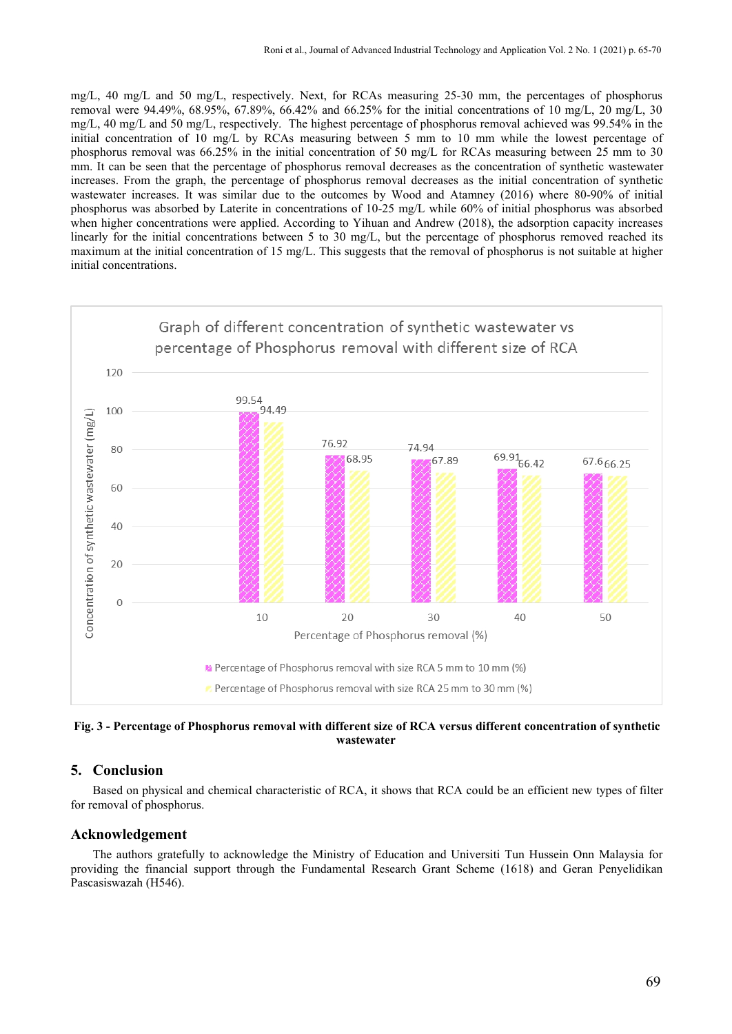mg/L, 40 mg/L and 50 mg/L, respectively. Next, for RCAs measuring 25-30 mm, the percentages of phosphorus removal were 94.49%, 68.95%, 67.89%, 66.42% and 66.25% for the initial concentrations of 10 mg/L, 20 mg/L, 30 mg/L, 40 mg/L and 50 mg/L, respectively. The highest percentage of phosphorus removal achieved was 99.54% in the initial concentration of 10 mg/L by RCAs measuring between 5 mm to 10 mm while the lowest percentage of phosphorus removal was 66.25% in the initial concentration of 50 mg/L for RCAs measuring between 25 mm to 30 mm. It can be seen that the percentage of phosphorus removal decreases as the concentration of synthetic wastewater increases. From the graph, the percentage of phosphorus removal decreases as the initial concentration of synthetic wastewater increases. It was similar due to the outcomes by Wood and Atamney (2016) where 80-90% of initial phosphorus was absorbed by Laterite in concentrations of 10-25 mg/L while 60% of initial phosphorus was absorbed when higher concentrations were applied. According to Yihuan and Andrew (2018), the adsorption capacity increases linearly for the initial concentrations between 5 to 30 mg/L, but the percentage of phosphorus removed reached its maximum at the initial concentration of 15 mg/L. This suggests that the removal of phosphorus is not suitable at higher initial concentrations.

**Fig. 3 - Percentage of Phosphorus removal with different size of RCA versus different concentration of synthetic wastewater**

## 5. Conclusion

Based on physical and chemical characteristic of RCA, it shows that RCA could be an efficient new types of filter for removal of phosphorus.

## Acknowledgement

The authors gratefully to acknowledge the Ministry of Education and Universiti Tun Hussein Onn Malaysia for providing the financial support through the Fundamental Research Grant Scheme (1618) and Geran Penyelidikan Pascasiswazah (H546).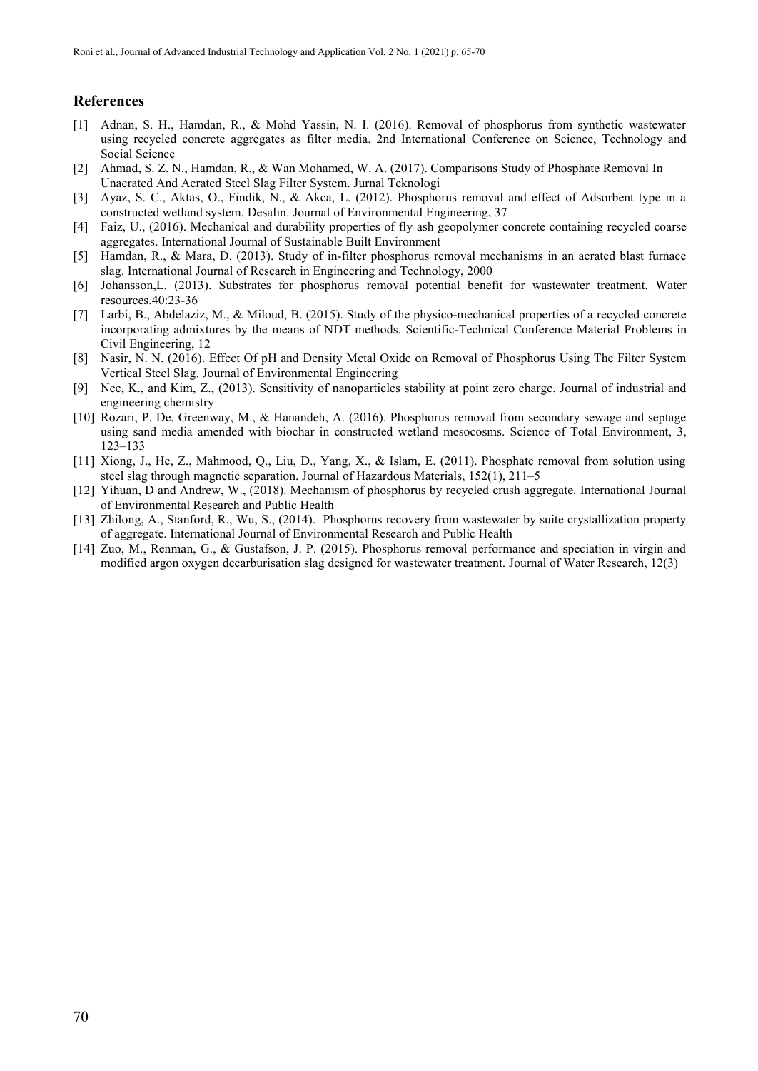## References

[1] Adnan, S. H., Hamdan, R., & Mohd Yassin, N. I. (2016). Removal of phosphorus from synthetic wastewater using recycled concrete aggregates as filter media. 2nd International Conference on Science, Technology and Social Science

[2] Ahmad, S. Z. N., Hamdan, R., & Wan Mohamed, W. A. (2017). Comparisons Study of Phosphate Removal In Unaerated And Aerated Steel Slag Filter System. Jurnal Teknologi

[3] Ayaz, S. C., Aktas, O., Findik, N., & Akca, L. (2012). Phosphorus removal and effect of Adsorbent type in a constructed wetland system. Desalin. Journal of Environmental Engineering, 37

[4] Faiz, U., (2016). Mechanical and durability properties of fly ash geopolymer concrete containing recycled coarse aggregates. International Journal of Sustainable Built Environment

[5] Hamdan, R., & Mara, D. (2013). Study of in-filter phosphorus removal mechanisms in an aerated blast furnace slag. International Journal of Research in Engineering and Technology, 2000

[6] Johansson,L. (2013). Substrates for phosphorus removal potential benefit for wastewater treatment. Water resources.40:23-36

[7] Larbi, B., Abdelaziz, M., & Miloud, B. (2015). Study of the physico-mechanical properties of a recycled concrete incorporating admixtures by the means of NDT methods. Scientific-Technical Conference Material Problems in Civil Engineering, 12

[8] Nasir, N. N. (2016). Effect Of pH and Density Metal Oxide on Removal of Phosphorus Using The Filter System Vertical Steel Slag. Journal of Environmental Engineering

[9] Nee, K., and Kim, Z., (2013). Sensitivity of nanoparticles stability at point zero charge. Journal of industrial and engineering chemistry

[10] Rozari, P. De, Greenway, M., & Hanandeh, A. (2016). Phosphorus removal from secondary sewage and septage using sand media amended with biochar in constructed wetland mesocosms. Science of Total Environment, 3, 123–133

[11] Xiong, J., He, Z., Mahmood, Q., Liu, D., Yang, X., & Islam, E. (2011). Phosphate removal from solution using steel slag through magnetic separation. Journal of Hazardous Materials, 152(1), 211–5

[12] Yihuan, D and Andrew, W., (2018). Mechanism of phosphorus by recycled crush aggregate. International Journal of Environmental Research and Public Health

[13] Zhilong, A., Stanford, R., Wu, S., (2014). Phosphorus recovery from wastewater by suite crystallization property of aggregate. International Journal of Environmental Research and Public Health

[14] Zuo, M., Renman, G., & Gustafson, J. P. (2015). Phosphorus removal performance and speciation in virgin and modified argon oxygen decarburisation slag designed for wastewater treatment. Journal of Water Research, 12(3)